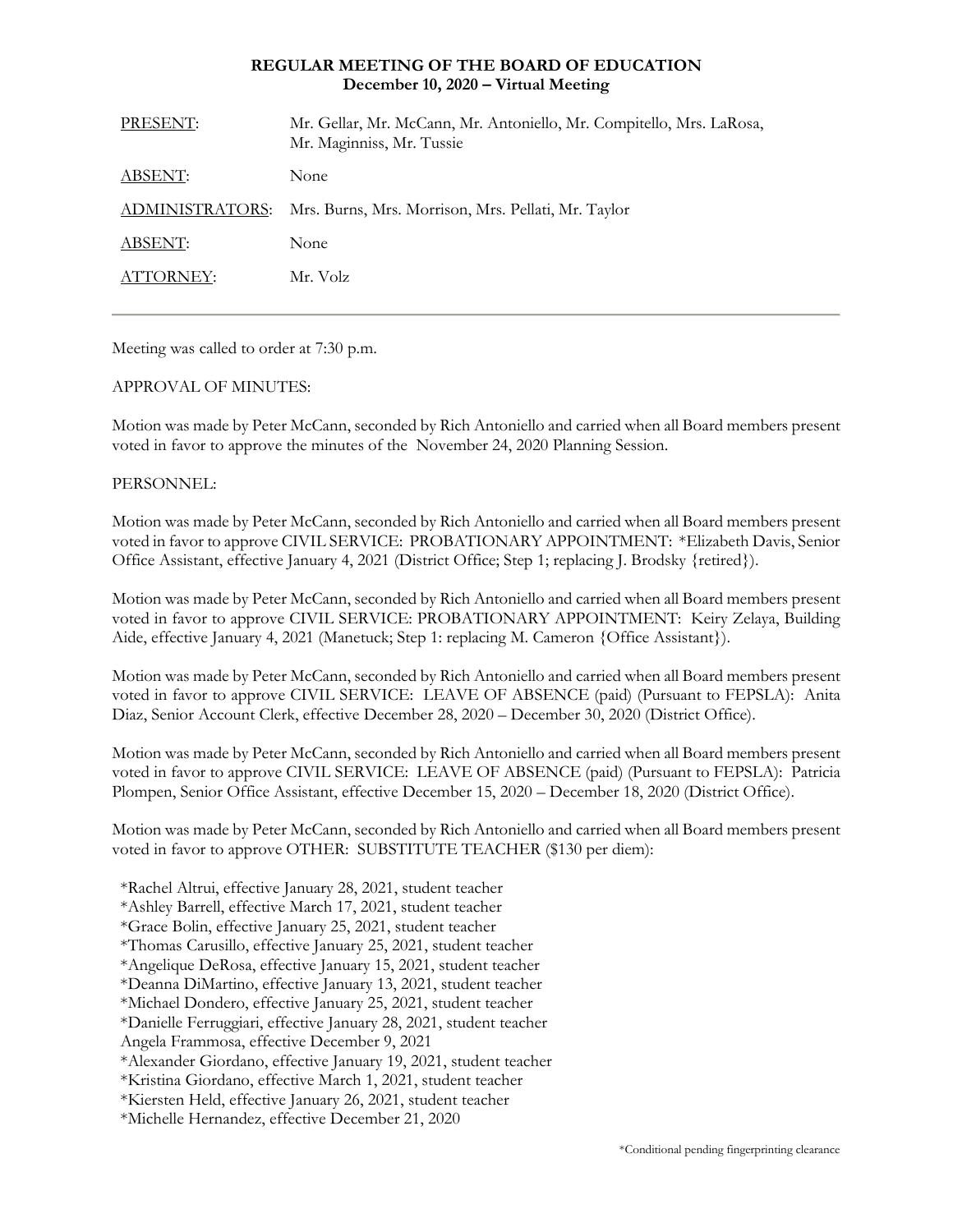**REGULAR MEETING OF THE BOARD OF EDUCATION**
**December 10, 2020 – Virtual Meeting**

| | |
|---|---|
| PRESENT: | Mr. Gellar, Mr. McCann, Mr. Antoniello, Mr. Compitello, Mrs. LaRosa, Mr. Maginniss, Mr. Tussie |
| ABSENT: | None |
| ADMINISTRATORS: | Mrs. Burns, Mrs. Morrison, Mrs. Pellati, Mr. Taylor |
| ABSENT: | None |
| ATTORNEY: | Mr. Volz |

---

Meeting was called to order at 7:30 p.m.

APPROVAL OF MINUTES:

Motion was made by Peter McCann, seconded by Rich Antoniello and carried when all Board members present voted in favor to approve the minutes of the November 24, 2020 Planning Session.

PERSONNEL:

Motion was made by Peter McCann, seconded by Rich Antoniello and carried when all Board members present voted in favor to approve CIVIL SERVICE: PROBATIONARY APPOINTMENT: *Elizabeth Davis, Senior Office Assistant, effective January 4, 2021 (District Office; Step 1; replacing J. Brodsky {retired}).

Motion was made by Peter McCann, seconded by Rich Antoniello and carried when all Board members present voted in favor to approve CIVIL SERVICE: PROBATIONARY APPOINTMENT: Keiry Zelaya, Building Aide, effective January 4, 2021 (Manetuck; Step 1: replacing M. Cameron {Office Assistant}).

Motion was made by Peter McCann, seconded by Rich Antoniello and carried when all Board members present voted in favor to approve CIVIL SERVICE: LEAVE OF ABSENCE (paid) (Pursuant to FEPSLA): Anita Diaz, Senior Account Clerk, effective December 28, 2020 – December 30, 2020 (District Office).

Motion was made by Peter McCann, seconded by Rich Antoniello and carried when all Board members present voted in favor to approve CIVIL SERVICE: LEAVE OF ABSENCE (paid) (Pursuant to FEPSLA): Patricia Plompen, Senior Office Assistant, effective December 15, 2020 – December 18, 2020 (District Office).

Motion was made by Peter McCann, seconded by Rich Antoniello and carried when all Board members present voted in favor to approve OTHER: SUBSTITUTE TEACHER ($130 per diem):

*Rachel Altrui, effective January 28, 2021, student teacher
*Ashley Barrell, effective March 17, 2021, student teacher
*Grace Bolin, effective January 25, 2021, student teacher
*Thomas Carusillo, effective January 25, 2021, student teacher
*Angelique DeRosa, effective January 15, 2021, student teacher
*Deanna DiMartino, effective January 13, 2021, student teacher
*Michael Dondero, effective January 25, 2021, student teacher
*Danielle Ferruggiari, effective January 28, 2021, student teacher
Angela Frammosa, effective December 9, 2021
*Alexander Giordano, effective January 19, 2021, student teacher
*Kristina Giordano, effective March 1, 2021, student teacher
*Kiersten Held, effective January 26, 2021, student teacher
*Michelle Hernandez, effective December 21, 2020

*Conditional pending fingerprinting clearance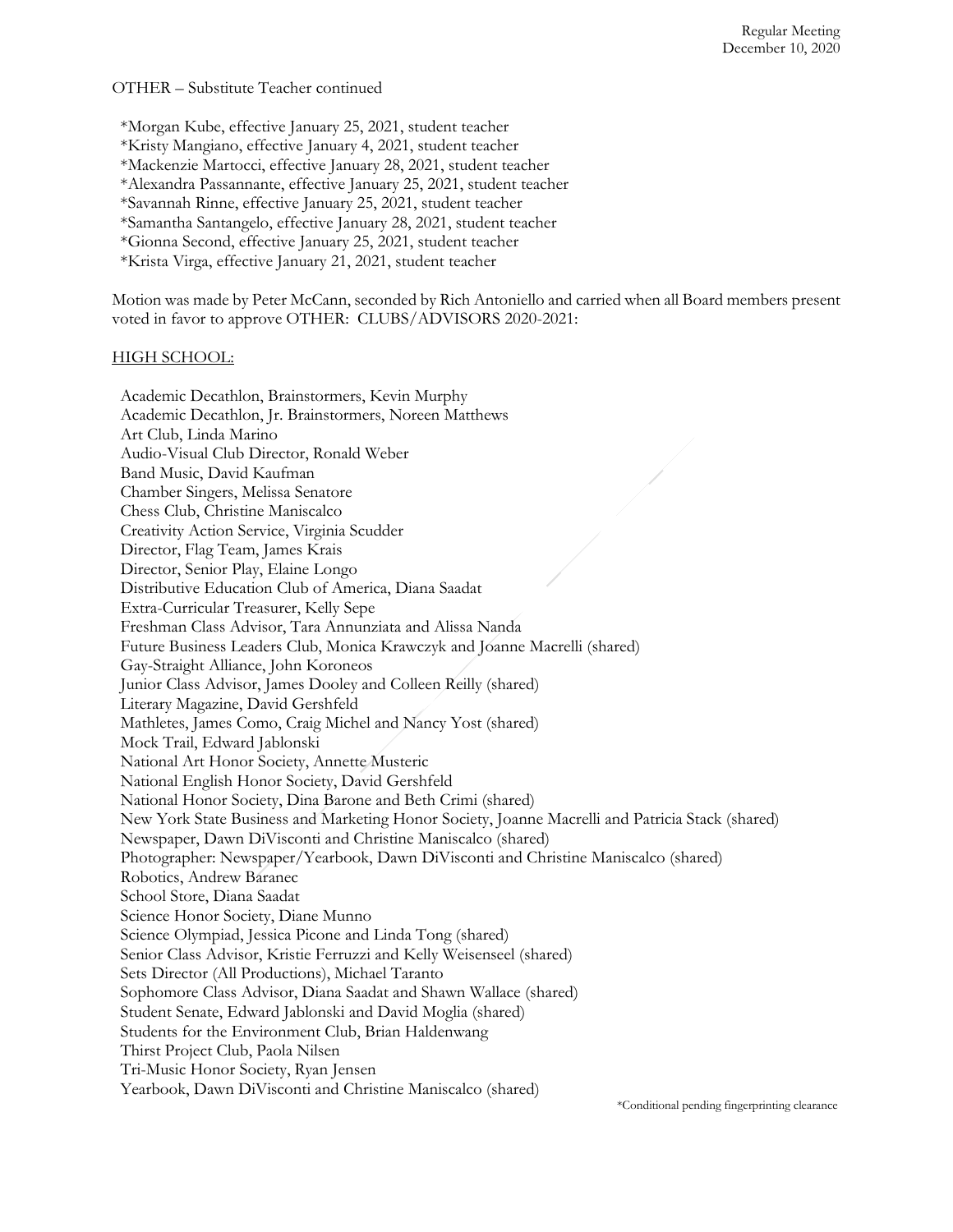OTHER – Substitute Teacher continued

*Morgan Kube, effective January 25, 2021, student teacher
*Kristy Mangiano, effective January 4, 2021, student teacher
*Mackenzie Martocci, effective January 28, 2021, student teacher
*Alexandra Passannante, effective January 25, 2021, student teacher
*Savannah Rinne, effective January 25, 2021, student teacher
*Samantha Santangelo, effective January 28, 2021, student teacher
*Gionna Second, effective January 25, 2021, student teacher
*Krista Virga, effective January 21, 2021, student teacher

Motion was made by Peter McCann, seconded by Rich Antoniello and carried when all Board members present voted in favor to approve OTHER: CLUBS/ADVISORS 2020-2021:

HIGH SCHOOL:

Academic Decathlon, Brainstormers, Kevin Murphy
Academic Decathlon, Jr. Brainstormers, Noreen Matthews
Art Club, Linda Marino
Audio-Visual Club Director, Ronald Weber
Band Music, David Kaufman
Chamber Singers, Melissa Senatore
Chess Club, Christine Maniscalco
Creativity Action Service, Virginia Scudder
Director, Flag Team, James Krais
Director, Senior Play, Elaine Longo
Distributive Education Club of America, Diana Saadat
Extra-Curricular Treasurer, Kelly Sepe
Freshman Class Advisor, Tara Annunziata and Alissa Nanda
Future Business Leaders Club, Monica Krawczyk and Joanne Macrelli (shared)
Gay-Straight Alliance, John Koroneos
Junior Class Advisor, James Dooley and Colleen Reilly (shared)
Literary Magazine, David Gershfeld
Mathletes, James Como, Craig Michel and Nancy Yost (shared)
Mock Trail, Edward Jablonski
National Art Honor Society, Annette Musteric
National English Honor Society, David Gershfeld
National Honor Society, Dina Barone and Beth Crimi (shared)
New York State Business and Marketing Honor Society, Joanne Macrelli and Patricia Stack (shared)
Newspaper, Dawn DiVisconti and Christine Maniscalco (shared)
Photographer: Newspaper/Yearbook, Dawn DiVisconti and Christine Maniscalco (shared)
Robotics, Andrew Baranec
School Store, Diana Saadat
Science Honor Society, Diane Munno
Science Olympiad, Jessica Picone and Linda Tong (shared)
Senior Class Advisor, Kristie Ferruzzi and Kelly Weisenseel (shared)
Sets Director (All Productions), Michael Taranto
Sophomore Class Advisor, Diana Saadat and Shawn Wallace (shared)
Student Senate, Edward Jablonski and David Moglia (shared)
Students for the Environment Club, Brian Haldenwang
Thirst Project Club, Paola Nilsen
Tri-Music Honor Society, Ryan Jensen
Yearbook, Dawn DiVisconti and Christine Maniscalco (shared)

*Conditional pending fingerprinting clearance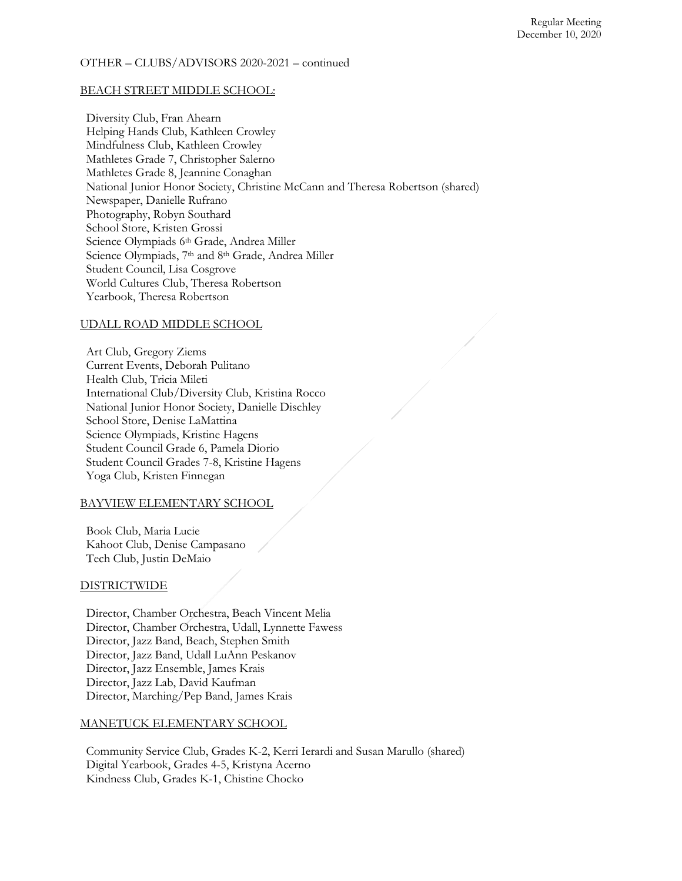OTHER – CLUBS/ADVISORS 2020-2021 – continued

BEACH STREET MIDDLE SCHOOL:

Diversity Club, Fran Ahearn
Helping Hands Club, Kathleen Crowley
Mindfulness Club, Kathleen Crowley
Mathletes Grade 7, Christopher Salerno
Mathletes Grade 8, Jeannine Conaghan
National Junior Honor Society, Christine McCann and Theresa Robertson (shared)
Newspaper, Danielle Rufrano
Photography, Robyn Southard
School Store, Kristen Grossi
Science Olympiads 6th Grade, Andrea Miller
Science Olympiads, 7th and 8th Grade, Andrea Miller
Student Council, Lisa Cosgrove
World Cultures Club, Theresa Robertson
Yearbook, Theresa Robertson

UDALL ROAD MIDDLE SCHOOL

Art Club, Gregory Ziems
Current Events, Deborah Pulitano
Health Club, Tricia Mileti
International Club/Diversity Club, Kristina Rocco
National Junior Honor Society, Danielle Dischley
School Store, Denise LaMattina
Science Olympiads, Kristine Hagens
Student Council Grade 6, Pamela Diorio
Student Council Grades 7-8, Kristine Hagens
Yoga Club, Kristen Finnegan

BAYVIEW ELEMENTARY SCHOOL

Book Club, Maria Lucie
Kahoot Club, Denise Campasano
Tech Club, Justin DeMaio

DISTRICTWIDE

Director, Chamber Orchestra, Beach Vincent Melia
Director, Chamber Orchestra, Udall, Lynnette Fawess
Director, Jazz Band, Beach, Stephen Smith
Director, Jazz Band, Udall LuAnn Peskanov
Director, Jazz Ensemble, James Krais
Director, Jazz Lab, David Kaufman
Director, Marching/Pep Band, James Krais

MANETUCK ELEMENTARY SCHOOL

Community Service Club, Grades K-2, Kerri Ierardi and Susan Marullo (shared)
Digital Yearbook, Grades 4-5, Kristyna Acerno
Kindness Club, Grades K-1, Chistine Chocko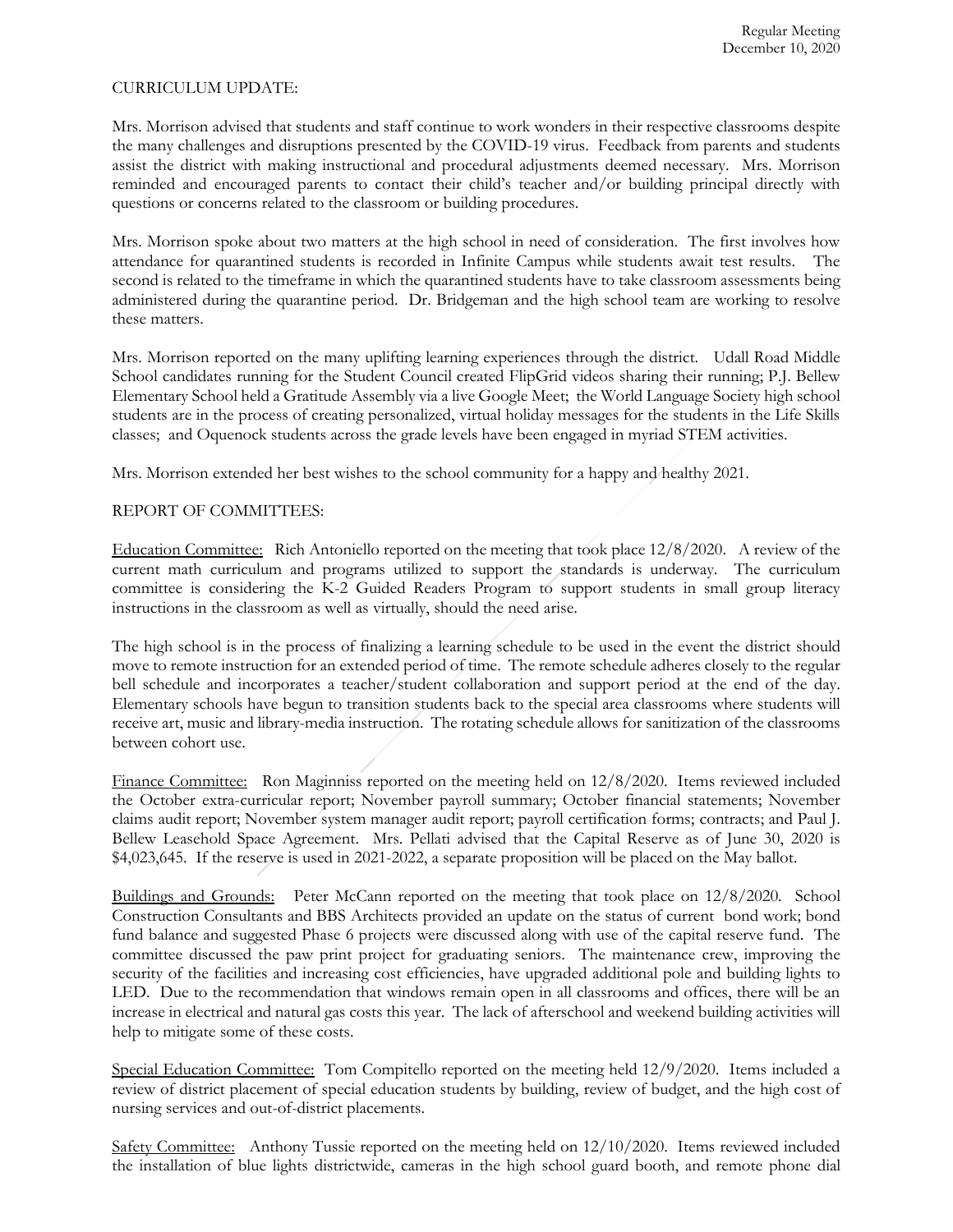CURRICULUM UPDATE:

Mrs. Morrison advised that students and staff continue to work wonders in their respective classrooms despite the many challenges and disruptions presented by the COVID-19 virus. Feedback from parents and students assist the district with making instructional and procedural adjustments deemed necessary. Mrs. Morrison reminded and encouraged parents to contact their child's teacher and/or building principal directly with questions or concerns related to the classroom or building procedures.

Mrs. Morrison spoke about two matters at the high school in need of consideration. The first involves how attendance for quarantined students is recorded in Infinite Campus while students await test results. The second is related to the timeframe in which the quarantined students have to take classroom assessments being administered during the quarantine period. Dr. Bridgeman and the high school team are working to resolve these matters.

Mrs. Morrison reported on the many uplifting learning experiences through the district. Udall Road Middle School candidates running for the Student Council created FlipGrid videos sharing their running; P.J. Bellew Elementary School held a Gratitude Assembly via a live Google Meet; the World Language Society high school students are in the process of creating personalized, virtual holiday messages for the students in the Life Skills classes; and Oquenock students across the grade levels have been engaged in myriad STEM activities.

Mrs. Morrison extended her best wishes to the school community for a happy and healthy 2021.

REPORT OF COMMITTEES:

Education Committee: Rich Antoniello reported on the meeting that took place 12/8/2020. A review of the current math curriculum and programs utilized to support the standards is underway. The curriculum committee is considering the K-2 Guided Readers Program to support students in small group literacy instructions in the classroom as well as virtually, should the need arise.

The high school is in the process of finalizing a learning schedule to be used in the event the district should move to remote instruction for an extended period of time. The remote schedule adheres closely to the regular bell schedule and incorporates a teacher/student collaboration and support period at the end of the day. Elementary schools have begun to transition students back to the special area classrooms where students will receive art, music and library-media instruction. The rotating schedule allows for sanitization of the classrooms between cohort use.

Finance Committee: Ron Maginniss reported on the meeting held on 12/8/2020. Items reviewed included the October extra-curricular report; November payroll summary; October financial statements; November claims audit report; November system manager audit report; payroll certification forms; contracts; and Paul J. Bellew Leasehold Space Agreement. Mrs. Pellati advised that the Capital Reserve as of June 30, 2020 is $4,023,645. If the reserve is used in 2021-2022, a separate proposition will be placed on the May ballot.

Buildings and Grounds: Peter McCann reported on the meeting that took place on 12/8/2020. School Construction Consultants and BBS Architects provided an update on the status of current bond work; bond fund balance and suggested Phase 6 projects were discussed along with use of the capital reserve fund. The committee discussed the paw print project for graduating seniors. The maintenance crew, improving the security of the facilities and increasing cost efficiencies, have upgraded additional pole and building lights to LED. Due to the recommendation that windows remain open in all classrooms and offices, there will be an increase in electrical and natural gas costs this year. The lack of afterschool and weekend building activities will help to mitigate some of these costs.

Special Education Committee: Tom Compitello reported on the meeting held 12/9/2020. Items included a review of district placement of special education students by building, review of budget, and the high cost of nursing services and out-of-district placements.

Safety Committee: Anthony Tussie reported on the meeting held on 12/10/2020. Items reviewed included the installation of blue lights districtwide, cameras in the high school guard booth, and remote phone dial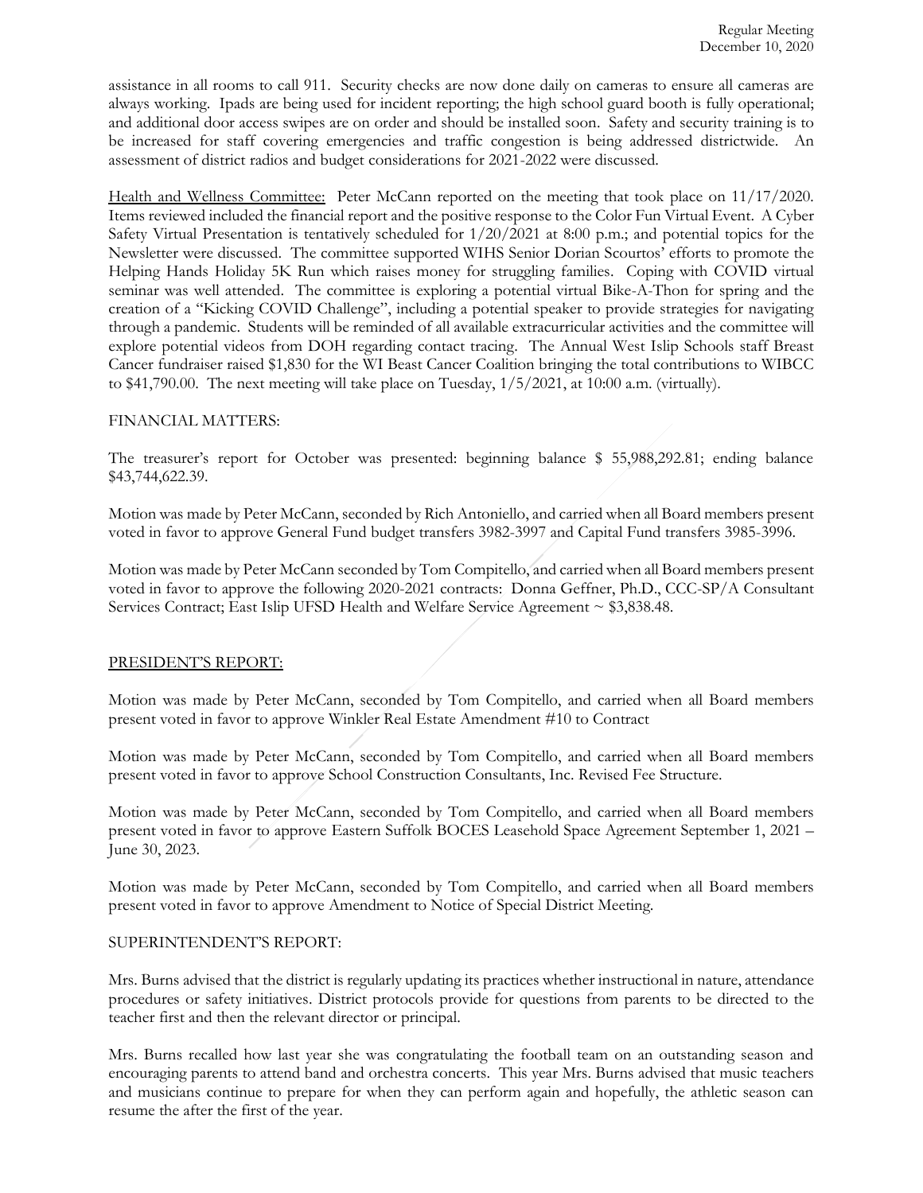assistance in all rooms to call 911. Security checks are now done daily on cameras to ensure all cameras are always working. Ipads are being used for incident reporting; the high school guard booth is fully operational; and additional door access swipes are on order and should be installed soon. Safety and security training is to be increased for staff covering emergencies and traffic congestion is being addressed districtwide. An assessment of district radios and budget considerations for 2021-2022 were discussed.

Health and Wellness Committee: Peter McCann reported on the meeting that took place on 11/17/2020. Items reviewed included the financial report and the positive response to the Color Fun Virtual Event. A Cyber Safety Virtual Presentation is tentatively scheduled for 1/20/2021 at 8:00 p.m.; and potential topics for the Newsletter were discussed. The committee supported WIHS Senior Dorian Scourtos' efforts to promote the Helping Hands Holiday 5K Run which raises money for struggling families. Coping with COVID virtual seminar was well attended. The committee is exploring a potential virtual Bike-A-Thon for spring and the creation of a "Kicking COVID Challenge", including a potential speaker to provide strategies for navigating through a pandemic. Students will be reminded of all available extracurricular activities and the committee will explore potential videos from DOH regarding contact tracing. The Annual West Islip Schools staff Breast Cancer fundraiser raised $1,830 for the WI Beast Cancer Coalition bringing the total contributions to WIBCC to $41,790.00. The next meeting will take place on Tuesday, 1/5/2021, at 10:00 a.m. (virtually).

FINANCIAL MATTERS:

The treasurer's report for October was presented: beginning balance $ 55,988,292.81; ending balance $43,744,622.39.

Motion was made by Peter McCann, seconded by Rich Antoniello, and carried when all Board members present voted in favor to approve General Fund budget transfers 3982-3997 and Capital Fund transfers 3985-3996.

Motion was made by Peter McCann seconded by Tom Compitello, and carried when all Board members present voted in favor to approve the following 2020-2021 contracts: Donna Geffner, Ph.D., CCC-SP/A Consultant Services Contract; East Islip UFSD Health and Welfare Service Agreement ~ $3,838.48.

PRESIDENT'S REPORT:

Motion was made by Peter McCann, seconded by Tom Compitello, and carried when all Board members present voted in favor to approve Winkler Real Estate Amendment #10 to Contract

Motion was made by Peter McCann, seconded by Tom Compitello, and carried when all Board members present voted in favor to approve School Construction Consultants, Inc. Revised Fee Structure.

Motion was made by Peter McCann, seconded by Tom Compitello, and carried when all Board members present voted in favor to approve Eastern Suffolk BOCES Leasehold Space Agreement September 1, 2021 – June 30, 2023.

Motion was made by Peter McCann, seconded by Tom Compitello, and carried when all Board members present voted in favor to approve Amendment to Notice of Special District Meeting.

SUPERINTENDENT'S REPORT:

Mrs. Burns advised that the district is regularly updating its practices whether instructional in nature, attendance procedures or safety initiatives. District protocols provide for questions from parents to be directed to the teacher first and then the relevant director or principal.

Mrs. Burns recalled how last year she was congratulating the football team on an outstanding season and encouraging parents to attend band and orchestra concerts. This year Mrs. Burns advised that music teachers and musicians continue to prepare for when they can perform again and hopefully, the athletic season can resume the after the first of the year.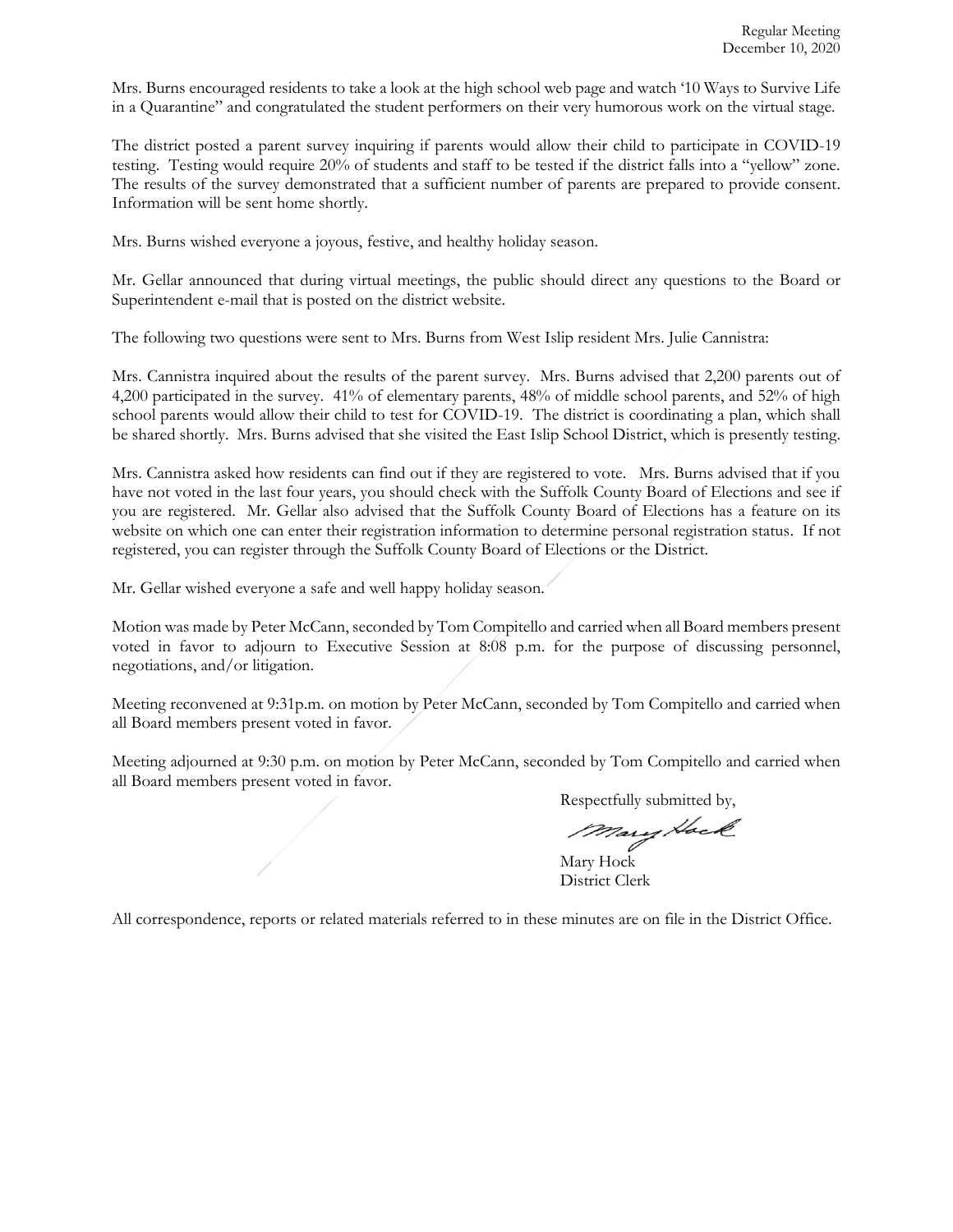Mrs. Burns encouraged residents to take a look at the high school web page and watch '10 Ways to Survive Life in a Quarantine" and congratulated the student performers on their very humorous work on the virtual stage.

The district posted a parent survey inquiring if parents would allow their child to participate in COVID-19 testing. Testing would require 20% of students and staff to be tested if the district falls into a "yellow" zone. The results of the survey demonstrated that a sufficient number of parents are prepared to provide consent. Information will be sent home shortly.

Mrs. Burns wished everyone a joyous, festive, and healthy holiday season.

Mr. Gellar announced that during virtual meetings, the public should direct any questions to the Board or Superintendent e-mail that is posted on the district website.

The following two questions were sent to Mrs. Burns from West Islip resident Mrs. Julie Cannistra:

Mrs. Cannistra inquired about the results of the parent survey. Mrs. Burns advised that 2,200 parents out of 4,200 participated in the survey. 41% of elementary parents, 48% of middle school parents, and 52% of high school parents would allow their child to test for COVID-19. The district is coordinating a plan, which shall be shared shortly. Mrs. Burns advised that she visited the East Islip School District, which is presently testing.

Mrs. Cannistra asked how residents can find out if they are registered to vote. Mrs. Burns advised that if you have not voted in the last four years, you should check with the Suffolk County Board of Elections and see if you are registered. Mr. Gellar also advised that the Suffolk County Board of Elections has a feature on its website on which one can enter their registration information to determine personal registration status. If not registered, you can register through the Suffolk County Board of Elections or the District.

Mr. Gellar wished everyone a safe and well happy holiday season.

Motion was made by Peter McCann, seconded by Tom Compitello and carried when all Board members present voted in favor to adjourn to Executive Session at 8:08 p.m. for the purpose of discussing personnel, negotiations, and/or litigation.

Meeting reconvened at 9:31p.m. on motion by Peter McCann, seconded by Tom Compitello and carried when all Board members present voted in favor.

Meeting adjourned at 9:30 p.m. on motion by Peter McCann, seconded by Tom Compitello and carried when all Board members present voted in favor.

Respectfully submitted by,

Mary Hock

Mary Hock
District Clerk

All correspondence, reports or related materials referred to in these minutes are on file in the District Office.